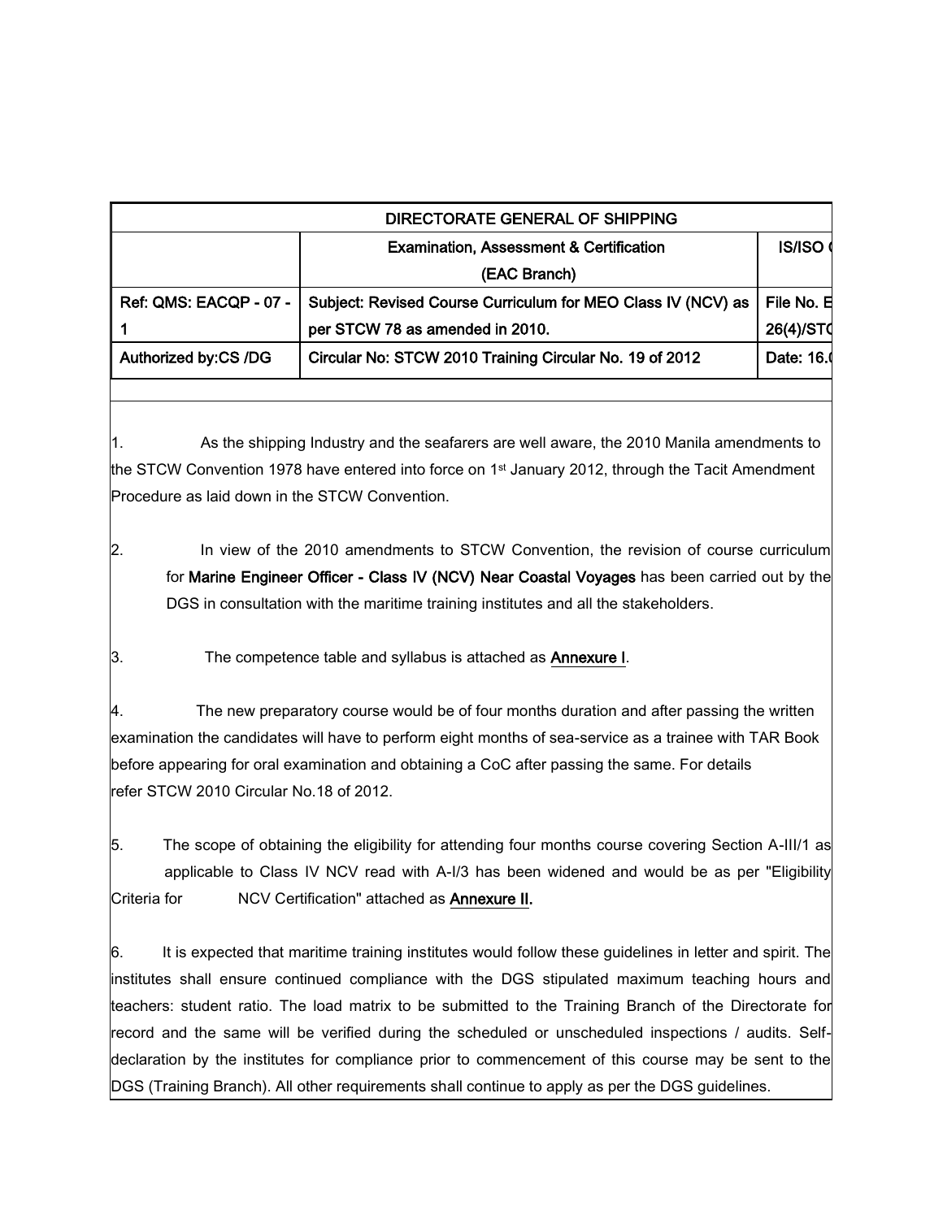| DIRECTORATE GENERAL OF SHIPPING | | |
|---|---|---|
| | Examination, Assessment & Certification (EAC Branch) | IS/ISO ( |
| Ref: QMS: EACQP - 07 - 1 | Subject: Revised Course Curriculum for MEO Class IV (NCV) as per STCW 78 as amended in 2010. | File No. E 26(4)/STC |
| Authorized by:CS /DG | Circular No: STCW 2010 Training Circular No. 19 of 2012 | Date: 16.( |

1. As the shipping Industry and the seafarers are well aware, the 2010 Manila amendments to the STCW Convention 1978 have entered into force on 1st January 2012, through the Tacit Amendment Procedure as laid down in the STCW Convention.

2. In view of the 2010 amendments to STCW Convention, the revision of course curriculum for **Marine Engineer Officer - Class IV (NCV) Near Coastal Voyages** has been carried out by the DGS in consultation with the maritime training institutes and all the stakeholders.

3. The competence table and syllabus is attached as **Annexure I**.

4. The new preparatory course would be of four months duration and after passing the written examination the candidates will have to perform eight months of sea-service as a trainee with TAR Book before appearing for oral examination and obtaining a CoC after passing the same. For details refer STCW 2010 Circular No.18 of 2012.

5. The scope of obtaining the eligibility for attending four months course covering Section A-III/1 as applicable to Class IV NCV read with A-I/3 has been widened and would be as per "Eligibility Criteria for NCV Certification" attached as **Annexure II.**

6. It is expected that maritime training institutes would follow these guidelines in letter and spirit. The institutes shall ensure continued compliance with the DGS stipulated maximum teaching hours and teachers: student ratio. The load matrix to be submitted to the Training Branch of the Directorate for record and the same will be verified during the scheduled or unscheduled inspections / audits. Self-declaration by the institutes for compliance prior to commencement of this course may be sent to the DGS (Training Branch). All other requirements shall continue to apply as per the DGS guidelines.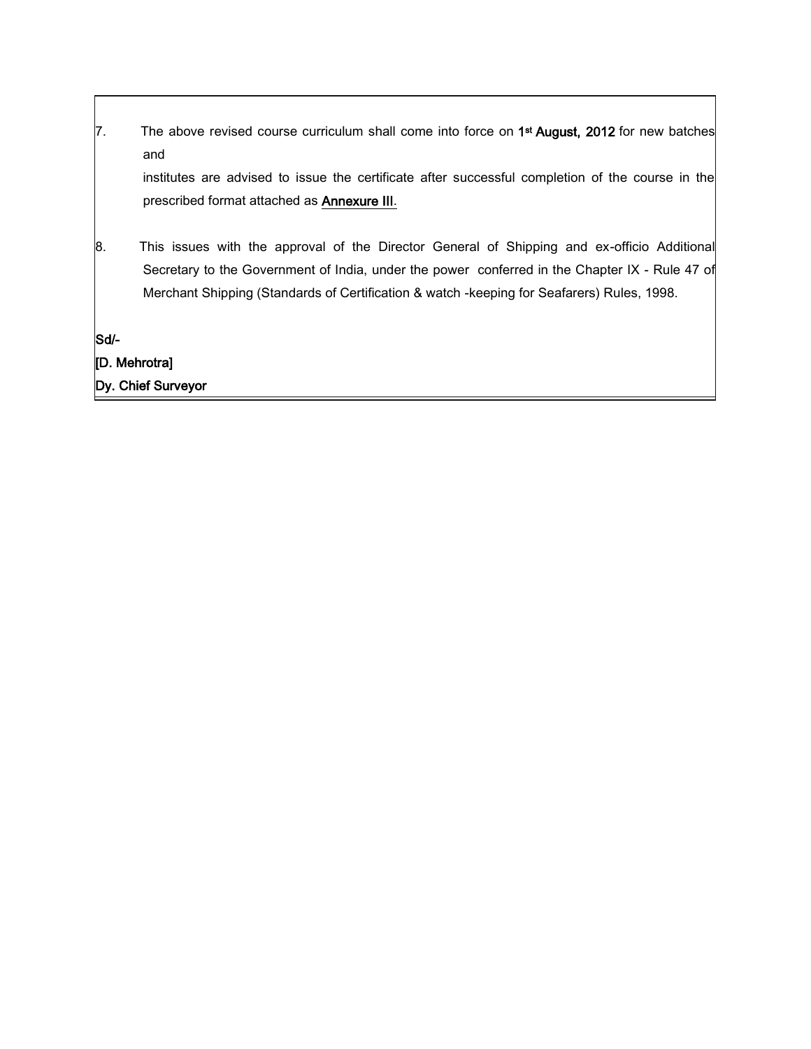7. The above revised course curriculum shall come into force on **1st August, 2012** for new batches and institutes are advised to issue the certificate after successful completion of the course in the prescribed format attached as **Annexure III**.

8. This issues with the approval of the Director General of Shipping and ex-officio Additional Secretary to the Government of India, under the power conferred in the Chapter IX - Rule 47 of Merchant Shipping (Standards of Certification & watch -keeping for Seafarers) Rules, 1998.

**Sd/-**

**[D. Mehrotra]**

**Dy. Chief Surveyor**